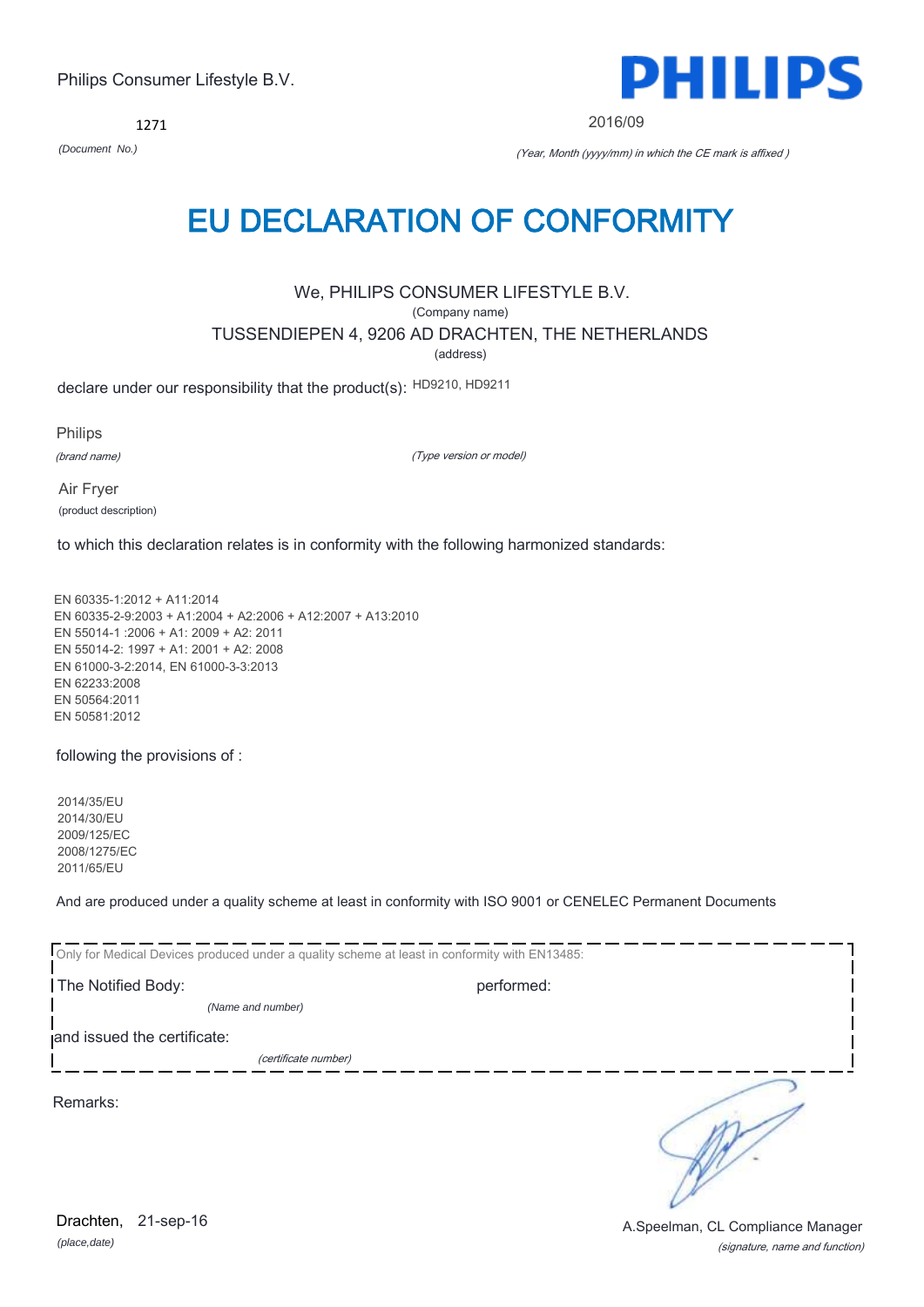Philips Consumer Lifestyle B.V.

**PHILIPS**

1271

*(Document No.)*

2016/09

*(Year, Month (yyyy/mm) in which the CE mark is affixed )*

# EU DECLARATION OF CONFORMITY

We, PHILIPS CONSUMER LIFESTYLE B.V.

(Company name)

TUSSENDIEPEN 4, 9206 AD DRACHTEN, THE NETHERLANDS

(address)

declare under our responsibility that the product(s): HD9210, HD9211

Philips

*(brand name)*

*(Type version or model)*

Air Fryer

(product description)

to which this declaration relates is in conformity with the following harmonized standards:

EN 60335-1:2012 + A11:2014
EN 60335-2-9:2003 + A1:2004 + A2:2006 + A12:2007 + A13:2010
EN 55014-1 :2006 + A1: 2009 + A2: 2011
EN 55014-2: 1997 + A1: 2001 + A2: 2008
EN 61000-3-2:2014, EN 61000-3-3:2013
EN 62233:2008
EN 50564:2011
EN 50581:2012

following the provisions of :

2014/35/EU
2014/30/EU
2009/125/EC
2008/1275/EC
2011/65/EU

And are produced under a quality scheme at least in conformity with ISO 9001 or CENELEC Permanent Documents

Only for Medical Devices produced under a quality scheme at least in conformity with EN13485:

The Notified Body: performed:

*(Name and number)*

and issued the certificate:

*(certificate number)*

Remarks:

Drachten, 21-sep-16

*(place,date)*

A.Speelman, CL Compliance Manager

*(signature, name and function)*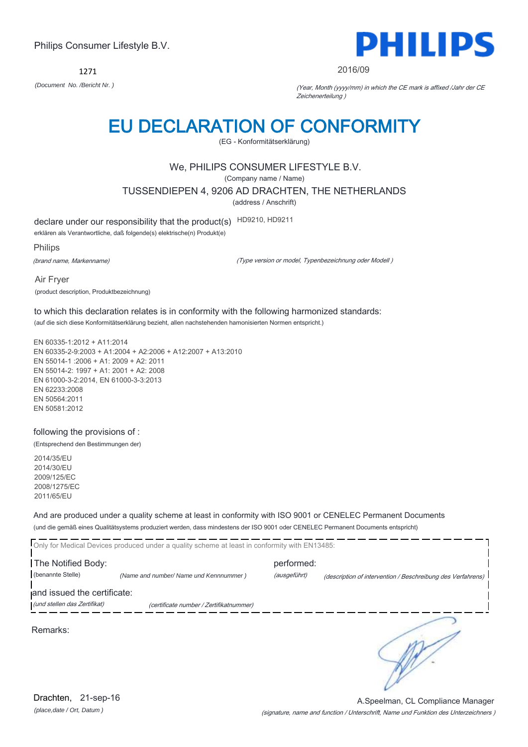Philips Consumer Lifestyle B.V.

**PHILIPS**

1271

*(Document No. /Bericht Nr. )*

2016/09

*(Year, Month (yyyy/mm) in which the CE mark is affixed /Jahr der CE Zeichenerteilung )*

# EU DECLARATION OF CONFORMITY

(EG - Konformitätserklärung)

We, PHILIPS CONSUMER LIFESTYLE B.V.

(Company name / Name)

TUSSENDIEPEN 4, 9206 AD DRACHTEN, THE NETHERLANDS

(address / Anschrift)

declare under our responsibility that the product(s) HD9210, HD9211

erklären als Verantwortliche, daß folgende(s) elektrische(n) Produkt(e)

Philips

*(brand name, Markenname)*

*(Type version or model, Typenbezeichnung oder Modell )*

Air Fryer

(product description, Produktbezeichnung)

to which this declaration relates is in conformity with the following harmonized standards:

(auf die sich diese Konformitätserklärung bezieht, allen nachstehenden hamonisierten Normen entspricht.)

EN 60335-1:2012 + A11:2014
EN 60335-2-9:2003 + A1:2004 + A2:2006 + A12:2007 + A13:2010
EN 55014-1 :2006 + A1: 2009 + A2: 2011
EN 55014-2: 1997 + A1: 2001 + A2: 2008
EN 61000-3-2:2014, EN 61000-3-3:2013
EN 62233:2008
EN 50564:2011
EN 50581:2012

following the provisions of :

(Entsprechend den Bestimmungen der)

2014/35/EU
2014/30/EU
2009/125/EC
2008/1275/EC
2011/65/EU

And are produced under a quality scheme at least in conformity with ISO 9001 or CENELEC Permanent Documents

(und die gemäß eines Qualitätsystems produziert werden, dass mindestens der ISO 9001 oder CENELEC Permanent Documents entspricht)

Only for Medical Devices produced under a quality scheme at least in conformity with EN13485:

The Notified Body: *(Name and number/ Name und Kennnummer )* performed: *(description of intervention / Beschreibung des Verfahrens)*

(benannte Stelle) (ausgeführt)

and issued the certificate: *(certificate number / Zertifikatnummer)*

*(und stellen das Zertifikat)*

Remarks:

Drachten, 21-sep-16

*(place,date / Ort, Datum )*

A.Speelman, CL Compliance Manager

*(signature, name and function / Unterschrift, Name und Funktion des Unterzeichners )*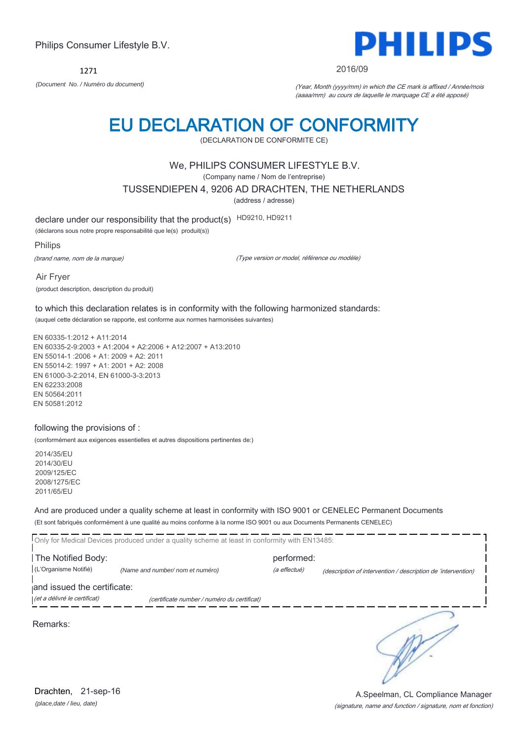Philips Consumer Lifestyle B.V.

**PHILIPS**

1271

*(Document No. / Numéro du document)*

2016/09

*(Year, Month (yyyy/mm) in which the CE mark is affixed / Année/mois (aaaa/mm) au cours de laquelle le marquage CE a été apposé)*

# EU DECLARATION OF CONFORMITY

(DECLARATION DE CONFORMITE CE)

We, PHILIPS CONSUMER LIFESTYLE B.V.

(Company name / Nom de l'entreprise)

TUSSENDIEPEN 4, 9206 AD DRACHTEN, THE NETHERLANDS

(address / adresse)

declare under our responsibility that the product(s) HD9210, HD9211

(déclarons sous notre propre responsabilité que le(s) produit(s))

Philips

*(brand name, nom de la marque)*

*(Type version or model, référence ou modèle)*

Air Fryer

(product description, description du produit)

to which this declaration relates is in conformity with the following harmonized standards:

(auquel cette déclaration se rapporte, est conforme aux normes harmonisées suivantes)

EN 60335-1:2012 + A11:2014
EN 60335-2-9:2003 + A1:2004 + A2:2006 + A12:2007 + A13:2010
EN 55014-1 :2006 + A1: 2009 + A2: 2011
EN 55014-2: 1997 + A1: 2001 + A2: 2008
EN 61000-3-2:2014, EN 61000-3-3:2013
EN 62233:2008
EN 50564:2011
EN 50581:2012

following the provisions of :

(conformément aux exigences essentielles et autres dispositions pertinentes de:)

2014/35/EU
2014/30/EU
2009/125/EC
2008/1275/EC
2011/65/EU

And are produced under a quality scheme at least in conformity with ISO 9001 or CENELEC Permanent Documents

(Et sont fabriqués conformément à une qualité au moins conforme à la norme ISO 9001 ou aux Documents Permanents CENELEC)

Only for Medical Devices produced under a quality scheme at least in conformity with EN13485:

The Notified Body: performed:

(L'Organisme Notifié) *(Name and number/ nom et numéro)* *(a effectué)* *(description of intervention / description de 'intervention)*

and issued the certificate:

*(et a délivré le certificat)* *(certificate number / numéro du certificat)*

Remarks:

Drachten, 21-sep-16

*(place,date / lieu, date)*

A.Speelman, CL Compliance Manager

*(signature, name and function / signature, nom et fonction)*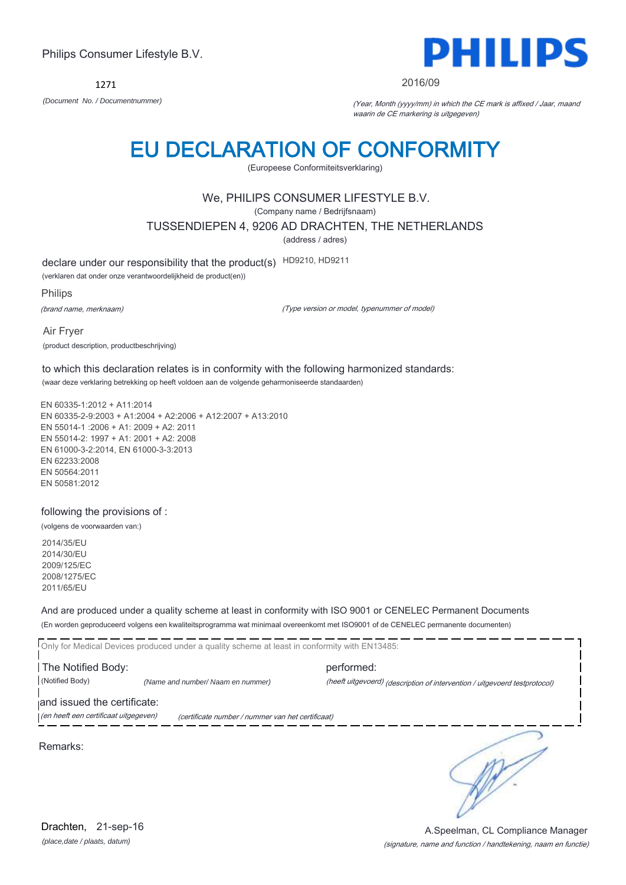Philips Consumer Lifestyle B.V.

PHILIPS

1271

*(Document No. / Documentnummer)*

2016/09

*(Year, Month (yyyy/mm) in which the CE mark is affixed / Jaar, maand waarin de CE markering is uitgegeven)*

# EU DECLARATION OF CONFORMITY

(Europeese Conformiteitsverklaring)

We, PHILIPS CONSUMER LIFESTYLE B.V.

(Company name / Bedrijfsnaam)

TUSSENDIEPEN 4, 9206 AD DRACHTEN, THE NETHERLANDS

(address / adres)

declare under our responsibility that the product(s) HD9210, HD9211

(verklaren dat onder onze verantwoordelijkheid de product(en))

Philips

*(brand name, merknaam)*

*(Type version or model, typenummer of model)*

Air Fryer

(product description, productbeschrijving)

to which this declaration relates is in conformity with the following harmonized standards:

(waar deze verklaring betrekking op heeft voldoen aan de volgende geharmoniseerde standaarden)

EN 60335-1:2012 + A11:2014
EN 60335-2-9:2003 + A1:2004 + A2:2006 + A12:2007 + A13:2010
EN 55014-1 :2006 + A1: 2009 + A2: 2011
EN 55014-2: 1997 + A1: 2001 + A2: 2008
EN 61000-3-2:2014, EN 61000-3-3:2013
EN 62233:2008
EN 50564:2011
EN 50581:2012

following the provisions of :

(volgens de voorwaarden van:)

2014/35/EU
2014/30/EU
2009/125/EC
2008/1275/EC
2011/65/EU

And are produced under a quality scheme at least in conformity with ISO 9001 or CENELEC Permanent Documents

(En worden geproduceerd volgens een kwaliteitsprogramma wat minimaal overeenkomt met ISO9001 of de CENELEC permanente documenten)

Only for Medical Devices produced under a quality scheme at least in conformity with EN13485:

The Notified Body: performed:

(Notified Body) *(Name and number/ Naam en nummer)* *(heeft uitgevoerd) (description of intervention / uitgevoerd testprotocol)*

and issued the certificate:

*(en heeft een certificaat uitgegeven)* *(certificate number / nummer van het certificaat)*

Remarks:

Drachten, 21-sep-16

*(place,date / plaats, datum)*

A.Speelman, CL Compliance Manager

*(signature, name and function / handtekening, naam en functie)*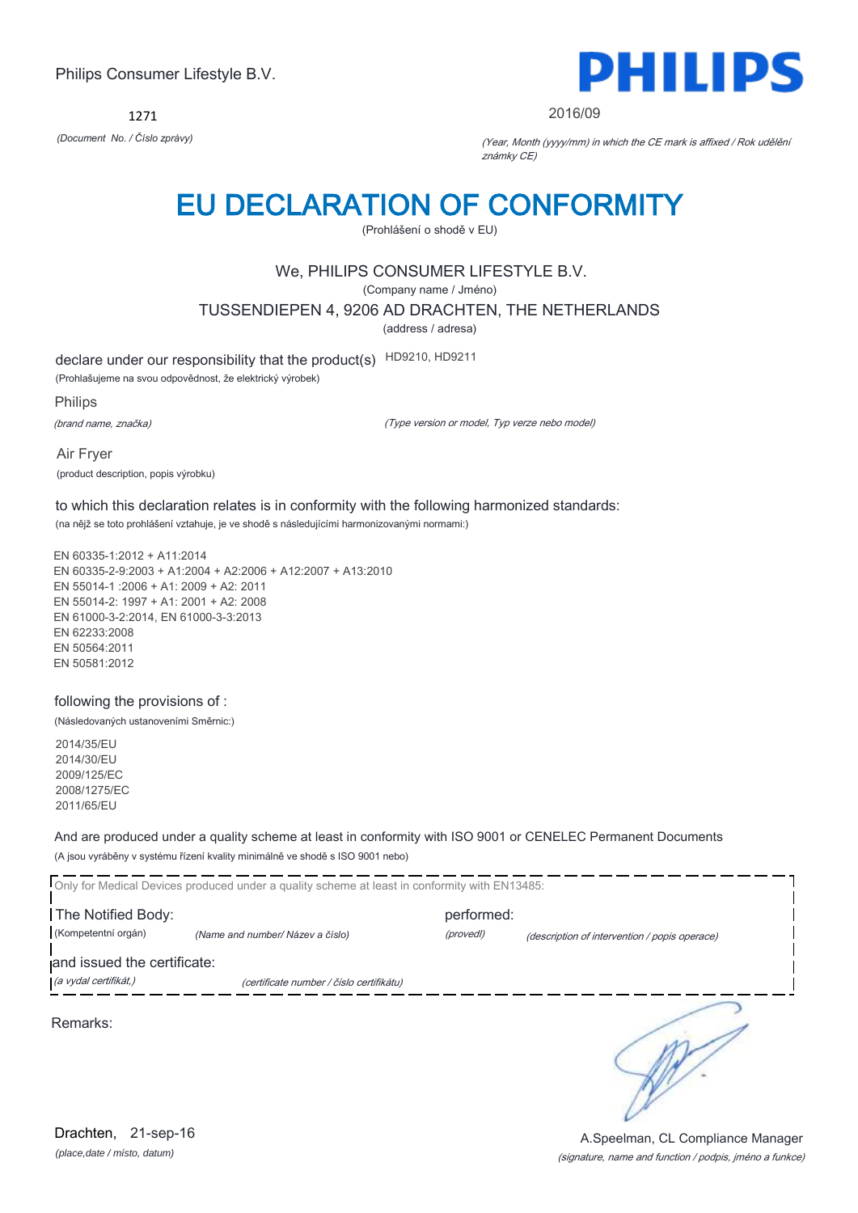Philips Consumer Lifestyle B.V.

**PHILIPS**

1271

*(Document No. / Číslo zprávy)*

2016/09

*(Year, Month (yyyy/mm) in which the CE mark is affixed / Rok udělění známky CE)*

# EU DECLARATION OF CONFORMITY

(Prohlášení o shodě v EU)

We, PHILIPS CONSUMER LIFESTYLE B.V.

(Company name / Jméno)

TUSSENDIEPEN 4, 9206 AD DRACHTEN, THE NETHERLANDS

(address / adresa)

declare under our responsibility that the product(s) HD9210, HD9211

(Prohlašujeme na svou odpovědnost, že elektrický výrobek)

Philips

*(brand name, značka)*

*(Type version or model, Typ verze nebo model)*

Air Fryer

(product description, popis výrobku)

to which this declaration relates is in conformity with the following harmonized standards:

(na nějž se toto prohlášení vztahuje, je ve shodě s následujícími harmonizovanými normami:)

EN 60335-1:2012 + A11:2014
EN 60335-2-9:2003 + A1:2004 + A2:2006 + A12:2007 + A13:2010
EN 55014-1 :2006 + A1: 2009 + A2: 2011
EN 55014-2: 1997 + A1: 2001 + A2: 2008
EN 61000-3-2:2014, EN 61000-3-3:2013
EN 62233:2008
EN 50564:2011
EN 50581:2012

following the provisions of :

(Následovaných ustanoveními Směrnic:)

2014/35/EU
2014/30/EU
2009/125/EC
2008/1275/EC
2011/65/EU

And are produced under a quality scheme at least in conformity with ISO 9001 or CENELEC Permanent Documents

(A jsou vyráběny v systému řízení kvality minimálně ve shodě s ISO 9001 nebo)

Only for Medical Devices produced under a quality scheme at least in conformity with EN13485:

The Notified Body: performed:

(Kompetentní orgán) *(Name and number/ Název a číslo)* *(provedl)* *(description of intervention / popis operace)*

and issued the certificate:

*(a vydal certifikát,)* *(certificate number / číslo certifikátu)*

Remarks:

Drachten, 21-sep-16

*(place,date / místo, datum)*

A.Speelman, CL Compliance Manager

*(signature, name and function / podpis, jméno a funkce)*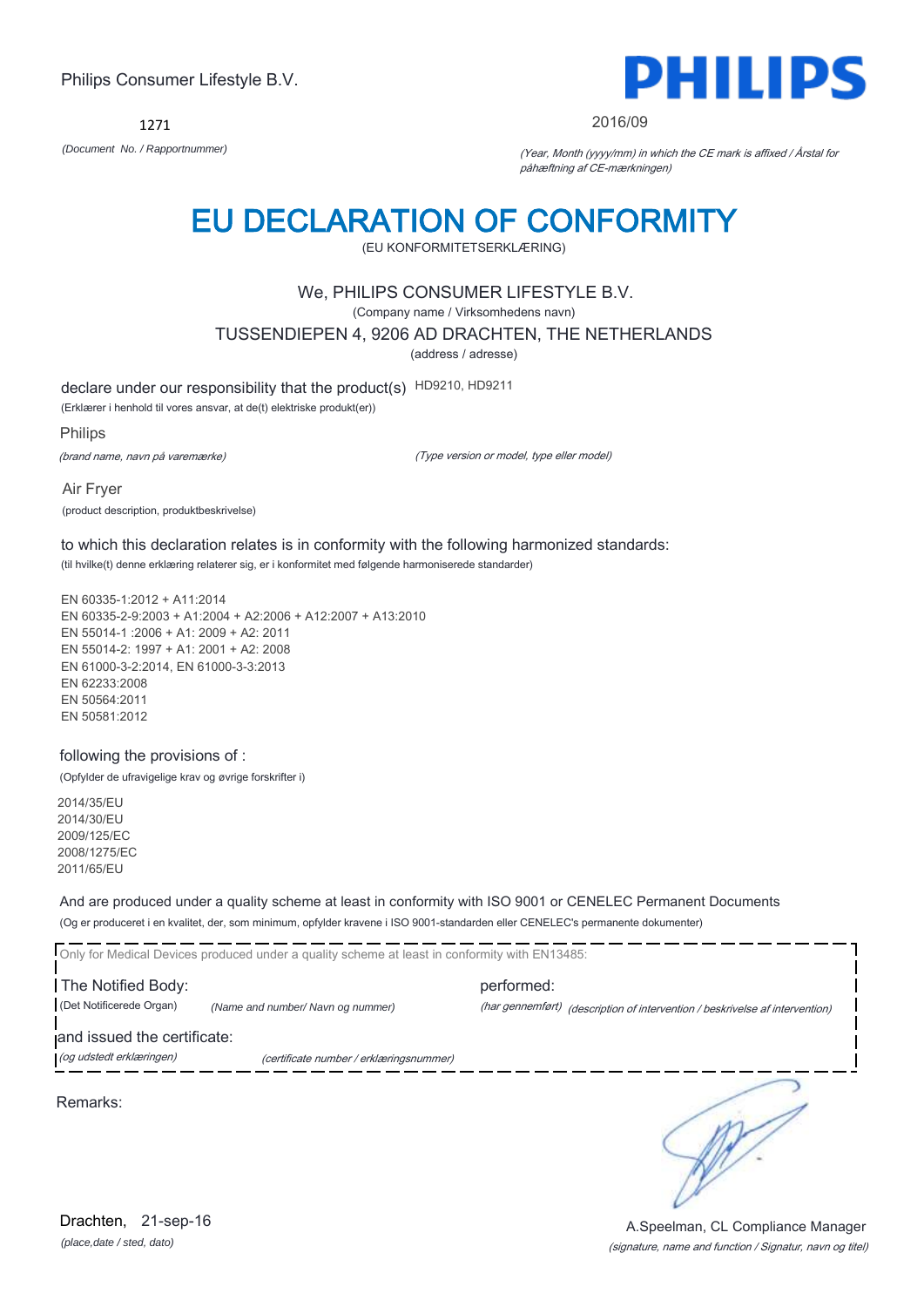Philips Consumer Lifestyle B.V.

**PHILIPS**

1271

*(Document No. / Rapportnummer)*

2016/09

*(Year, Month (yyyy/mm) in which the CE mark is affixed / Årstal for påhæftning af CE-mærkningen)*

# EU DECLARATION OF CONFORMITY

(EU KONFORMITETSERKLÆRING)

We, PHILIPS CONSUMER LIFESTYLE B.V.

(Company name / Virksomhedens navn)

TUSSENDIEPEN 4, 9206 AD DRACHTEN, THE NETHERLANDS

(address / adresse)

declare under our responsibility that the product(s) HD9210, HD9211

(Erklærer i henhold til vores ansvar, at de(t) elektriske produkt(er))

Philips

*(brand name, navn på varemærke)*

*(Type version or model, type eller model)*

Air Fryer

(product description, produktbeskrivelse)

to which this declaration relates is in conformity with the following harmonized standards:

(til hvilke(t) denne erklæring relaterer sig, er i konformitet med følgende harmoniserede standarder)

EN 60335-1:2012 + A11:2014
EN 60335-2-9:2003 + A1:2004 + A2:2006 + A12:2007 + A13:2010
EN 55014-1 :2006 + A1: 2009 + A2: 2011
EN 55014-2: 1997 + A1: 2001 + A2: 2008
EN 61000-3-2:2014, EN 61000-3-3:2013
EN 62233:2008
EN 50564:2011
EN 50581:2012

following the provisions of :

(Opfylder de ufravigelige krav og øvrige forskrifter i)

2014/35/EU
2014/30/EU
2009/125/EC
2008/1275/EC
2011/65/EU

And are produced under a quality scheme at least in conformity with ISO 9001 or CENELEC Permanent Documents

(Og er produceret i en kvalitet, der, som minimum, opfylder kravene i ISO 9001-standarden eller CENELEC's permanente dokumenter)

Only for Medical Devices produced under a quality scheme at least in conformity with EN13485:

The Notified Body: performed:

(Det Notificerede Organ) *(Name and number/ Navn og nummer)* *(har gennemført)* *(description of intervention / beskrivelse af intervention)*

and issued the certificate:

*(og udstedt erklæringen)* *(certificate number / erklæringsnummer)*

Remarks:

Drachten, 21-sep-16

*(place,date / sted, dato)*

A.Speelman, CL Compliance Manager

*(signature, name and function / Signatur, navn og titel)*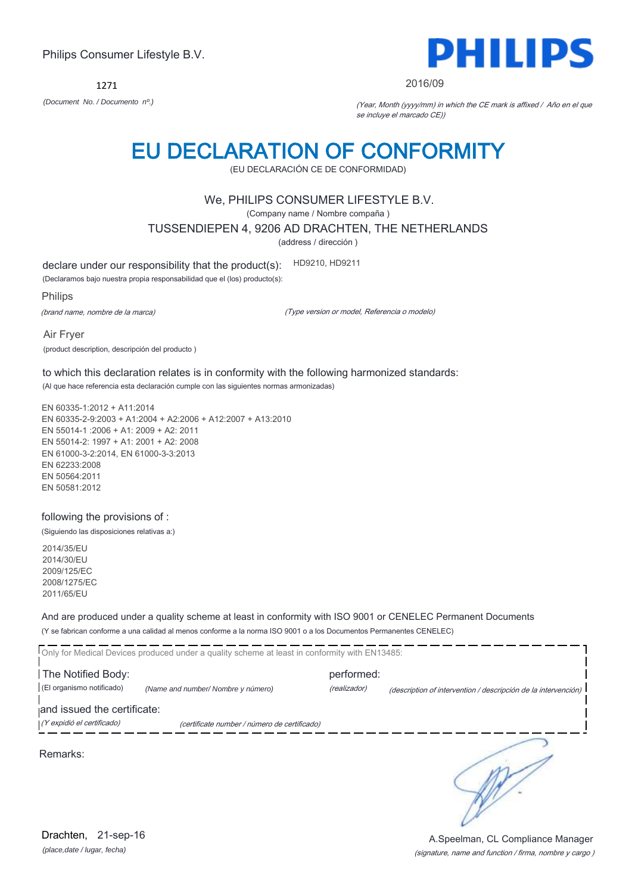Philips Consumer Lifestyle B.V.

**PHILIPS**

1271

*(Document No. / Documento nº.)*

2016/09

*(Year, Month (yyyy/mm) in which the CE mark is affixed / Año en el que se incluye el marcado CE))*

# EU DECLARATION OF CONFORMITY

(EU DECLARACIÓN CE DE CONFORMIDAD)

We, PHILIPS CONSUMER LIFESTYLE B.V.

(Company name / Nombre compaña )

TUSSENDIEPEN 4, 9206 AD DRACHTEN, THE NETHERLANDS

(address / dirección )

declare under our responsibility that the product(s): HD9210, HD9211

(Declaramos bajo nuestra propia responsabilidad que el (los) producto(s):

Philips

*(brand name, nombre de la marca)*

*(Type version or model, Referencia o modelo)*

Air Fryer

(product description, descripción del producto )

to which this declaration relates is in conformity with the following harmonized standards:

(Al que hace referencia esta declaración cumple con las siguientes normas armonizadas)

EN 60335-1:2012 + A11:2014
EN 60335-2-9:2003 + A1:2004 + A2:2006 + A12:2007 + A13:2010
EN 55014-1 :2006 + A1: 2009 + A2: 2011
EN 55014-2: 1997 + A1: 2001 + A2: 2008
EN 61000-3-2:2014, EN 61000-3-3:2013
EN 62233:2008
EN 50564:2011
EN 50581:2012

following the provisions of :

(Siguiendo las disposiciones relativas a:)

2014/35/EU
2014/30/EU
2009/125/EC
2008/1275/EC
2011/65/EU

And are produced under a quality scheme at least in conformity with ISO 9001 or CENELEC Permanent Documents

(Y se fabrican conforme a una calidad al menos conforme a la norma ISO 9001 o a los Documentos Permanentes CENELEC)

Only for Medical Devices produced under a quality scheme at least in conformity with EN13485:

The Notified Body: performed:

(El organismo notificado) *(Name and number/ Nombre y número)* *(realizador)* *(description of intervention / descripción de la intervención)*

and issued the certificate:

*(Y expidió el certificado)* *(certificate number / número de certificado)*

Remarks:

Drachten, 21-sep-16

*(place,date / lugar, fecha)*

A.Speelman, CL Compliance Manager

*(signature, name and function / firma, nombre y cargo )*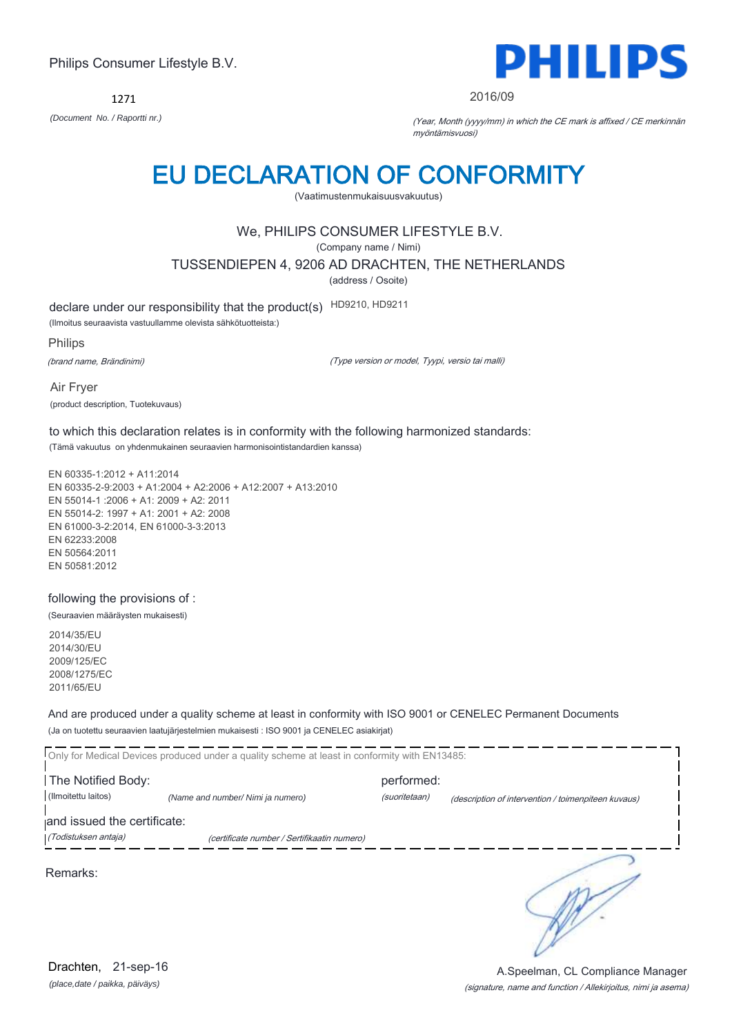Philips Consumer Lifestyle B.V.

PHILIPS

1271

*(Document No. / Raportti nr.)*

2016/09

*(Year, Month (yyyy/mm) in which the CE mark is affixed / CE merkinnän myöntämisvuosi)*

# EU DECLARATION OF CONFORMITY

(Vaatimustenmukaisuusvakuutus)

We, PHILIPS CONSUMER LIFESTYLE B.V.

(Company name / Nimi)

TUSSENDIEPEN 4, 9206 AD DRACHTEN, THE NETHERLANDS

(address / Osoite)

declare under our responsibility that the product(s) HD9210, HD9211

(Ilmoitus seuraavista vastuullamme olevista sähkötuotteista:)

Philips

*(brand name, Brändinimi)*

*(Type version or model, Tyypi, versio tai malli)*

Air Fryer

(product description, Tuotekuvaus)

to which this declaration relates is in conformity with the following harmonized standards:

(Tämä vakuutus on yhdenmukainen seuraavien harmonisointistandardien kanssa)

EN 60335-1:2012 + A11:2014
EN 60335-2-9:2003 + A1:2004 + A2:2006 + A12:2007 + A13:2010
EN 55014-1 :2006 + A1: 2009 + A2: 2011
EN 55014-2: 1997 + A1: 2001 + A2: 2008
EN 61000-3-2:2014, EN 61000-3-3:2013
EN 62233:2008
EN 50564:2011
EN 50581:2012

following the provisions of :

(Seuraavien määräysten mukaisesti)

2014/35/EU
2014/30/EU
2009/125/EC
2008/1275/EC
2011/65/EU

And are produced under a quality scheme at least in conformity with ISO 9001 or CENELEC Permanent Documents

(Ja on tuotettu seuraavien laatujärjestelmien mukaisesti : ISO 9001 ja CENELEC asiakirjat)

Only for Medical Devices produced under a quality scheme at least in conformity with EN13485:

The Notified Body: performed:

(Ilmoitettu laitos) *(Name and number/ Nimi ja numero)* *(suoritetaan)* *(description of intervention / toimenpiteen kuvaus)*

and issued the certificate:

*(Todistuksen antaja)* *(certificate number / Sertifikaatin numero)*

Remarks:

Drachten, 21-sep-16

*(place,date / paikka, päiväys)*

A.Speelman, CL Compliance Manager

*(signature, name and function / Allekirjoitus, nimi ja asema)*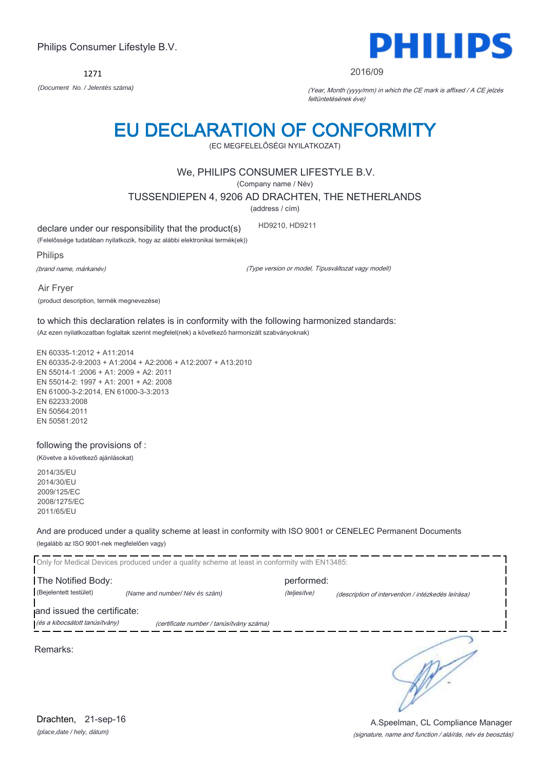Philips Consumer Lifestyle B.V.

1271

*(Document No. / Jelentés száma)*

2016/09

*(Year, Month (yyyy/mm) in which the CE mark is affixed / A CE jelzés feltüntetésének éve)*

# EU DECLARATION OF CONFORMITY

(EC MEGFELELŐSÉGI NYILATKOZAT)

We, PHILIPS CONSUMER LIFESTYLE B.V.

(Company name / Név)

TUSSENDIEPEN 4, 9206 AD DRACHTEN, THE NETHERLANDS

(address / cím)

declare under our responsibility that the product(s) HD9210, HD9211

(Felelőssége tudatában nyilatkozik, hogy az alábbi elektronikai termék(ek))

Philips

*(brand name, márkanév)* *(Type version or model, Típusváltozat vagy modell)*

Air Fryer

(product description, termék megnevezése)

to which this declaration relates is in conformity with the following harmonized standards:

(Az ezen nyilatkozatban foglaltak szerint megfelel(nek) a következő harmonizált szabványoknak)

EN 60335-1:2012 + A11:2014
EN 60335-2-9:2003 + A1:2004 + A2:2006 + A12:2007 + A13:2010
EN 55014-1 :2006 + A1: 2009 + A2: 2011
EN 55014-2: 1997 + A1: 2001 + A2: 2008
EN 61000-3-2:2014, EN 61000-3-3:2013
EN 62233:2008
EN 50564:2011
EN 50581:2012

following the provisions of :

(Követve a következő ajánlásokat)

2014/35/EU
2014/30/EU
2009/125/EC
2008/1275/EC
2011/65/EU

And are produced under a quality scheme at least in conformity with ISO 9001 or CENELEC Permanent Documents

(legalább az ISO 9001-nek megfelelően vagy)

Only for Medical Devices produced under a quality scheme at least in conformity with EN13485:

The Notified Body: performed:

(Bejelentett testület) *(Name and number/ Név és szám)* *(teljesítve)* *(description of intervention / intézkedés leírása)*

and issued the certificate:

*(és a kibocsátott tanúsítvány)* *(certificate number / tanúsítvány száma)*

Remarks:

Drachten, 21-sep-16

*(place,date / hely, dátum)*

A.Speelman, CL Compliance Manager

*(signature, name and function / aláírás, név és beosztás)*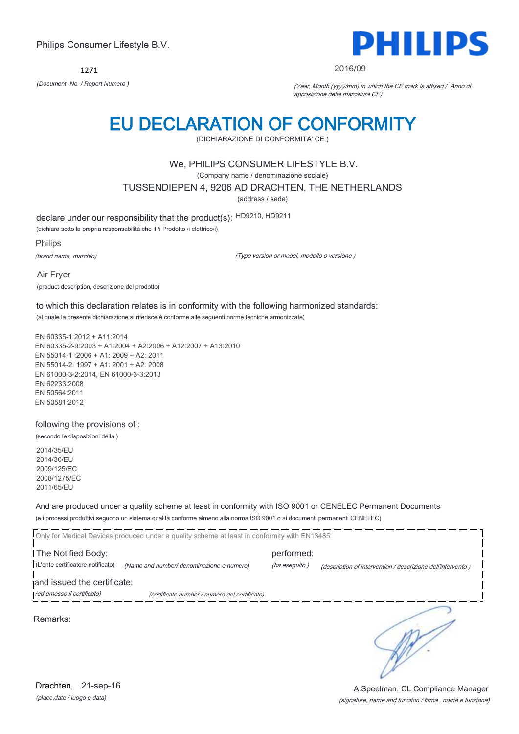Philips Consumer Lifestyle B.V.

**PHILIPS**

1271

*(Document No. / Report Numero )*

2016/09

*(Year, Month (yyyy/mm) in which the CE mark is affixed / Anno di apposizione della marcatura CE)*

# EU DECLARATION OF CONFORMITY

(DICHIARAZIONE DI CONFORMITA' CE )

We, PHILIPS CONSUMER LIFESTYLE B.V.

(Company name / denominazione sociale)

TUSSENDIEPEN 4, 9206 AD DRACHTEN, THE NETHERLANDS

(address / sede)

declare under our responsibility that the product(s): HD9210, HD9211

(dichiara sotto la propria responsabilità che il /i Prodotto /i elettrico/i)

Philips

*(brand name, marchio)*

*(Type version or model, modello o versione )*

Air Fryer

(product description, descrizione del prodotto)

to which this declaration relates is in conformity with the following harmonized standards:

(al quale la presente dichiarazione si riferisce è conforme alle seguenti norme tecniche armonizzate)

EN 60335-1:2012 + A11:2014
EN 60335-2-9:2003 + A1:2004 + A2:2006 + A12:2007 + A13:2010
EN 55014-1 :2006 + A1: 2009 + A2: 2011
EN 55014-2: 1997 + A1: 2001 + A2: 2008
EN 61000-3-2:2014, EN 61000-3-3:2013
EN 62233:2008
EN 50564:2011
EN 50581:2012

following the provisions of :

(secondo le disposizioni della )

2014/35/EU
2014/30/EU
2009/125/EC
2008/1275/EC
2011/65/EU

And are produced under a quality scheme at least in conformity with ISO 9001 or CENELEC Permanent Documents

(e i processi produttivi seguono un sistema qualità conforme almeno alla norma ISO 9001 o ai documenti permanenti CENELEC)

Only for Medical Devices produced under a quality scheme at least in conformity with EN13485:

The Notified Body: *(Name and number/ denominazione e numero)* performed: *(ha eseguito )* *(description of intervention / descrizione dell'intervento )*

(L'ente certificatore notificato)

and issued the certificate: *(certificate number / numero del certificato)*

*(ed emesso il certificato)*

Remarks:

Drachten, 21-sep-16

*(place,date / luogo e data)*

A.Speelman, CL Compliance Manager

*(signature, name and function / firma , nome e funzione)*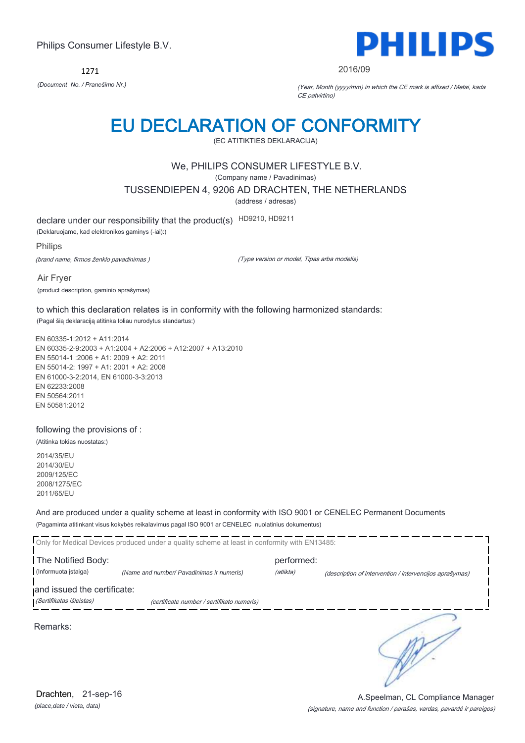Philips Consumer Lifestyle B.V.

**PHILIPS**

1271

*(Document No. / Pranešimo Nr.)*

2016/09

*(Year, Month (yyyy/mm) in which the CE mark is affixed / Metai, kada CE patvirtino)*

# EU DECLARATION OF CONFORMITY

(EC ATITIKTIES DEKLARACIJA)

We, PHILIPS CONSUMER LIFESTYLE B.V.

(Company name / Pavadinimas)

TUSSENDIEPEN 4, 9206 AD DRACHTEN, THE NETHERLANDS

(address / adresas)

declare under our responsibility that the product(s) HD9210, HD9211

(Deklaruojame, kad elektronikos gaminys (-iai):)

Philips

*(brand name, firmos ženklo pavadinimas )*

*(Type version or model, Tipas arba modelis)*

Air Fryer

(product description, gaminio aprašymas)

to which this declaration relates is in conformity with the following harmonized standards:

(Pagal šią deklaraciją atitinka toliau nurodytus standartus:)

EN 60335-1:2012 + A11:2014
EN 60335-2-9:2003 + A1:2004 + A2:2006 + A12:2007 + A13:2010
EN 55014-1 :2006 + A1: 2009 + A2: 2011
EN 55014-2: 1997 + A1: 2001 + A2: 2008
EN 61000-3-2:2014, EN 61000-3-3:2013
EN 62233:2008
EN 50564:2011
EN 50581:2012

following the provisions of :

(Atitinka tokias nuostatas:)

2014/35/EU
2014/30/EU
2009/125/EC
2008/1275/EC
2011/65/EU

And are produced under a quality scheme at least in conformity with ISO 9001 or CENELEC Permanent Documents

(Pagaminta atitinkant visus kokybės reikalavimus pagal ISO 9001 ar CENELEC nuolatinius dokumentus)

Only for Medical Devices produced under a quality scheme at least in conformity with EN13485:

The Notified Body: performed:

(Informuota įstaiga) *(Name and number/ Pavadinimas ir numeris)* *(atlikta)* *(description of intervention / intervencijos aprašymas)*

and issued the certificate:

*(Sertifikatas išleistas)* *(certificate number / sertifikato numeris)*

Remarks:

Drachten, 21-sep-16

*(place,date / vieta, data)*

A.Speelman, CL Compliance Manager

*(signature, name and function / parašas, vardas, pavardė ir pareigos)*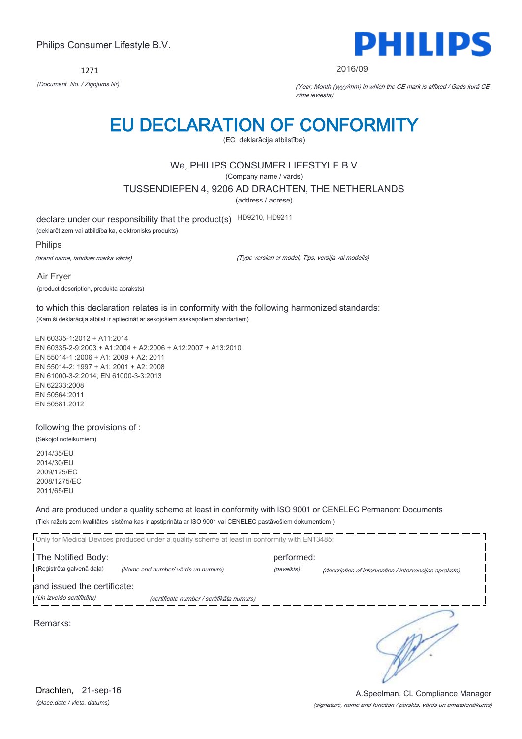Philips Consumer Lifestyle B.V.

**PHILIPS**

1271

*(Document No. / Ziņojums Nr)*

2016/09

*(Year, Month (yyyy/mm) in which the CE mark is affixed / Gads kurā CE zīme ievieста)*

# EU DECLARATION OF CONFORMITY

(EC deklarācija atbilstība)

We, PHILIPS CONSUMER LIFESTYLE B.V.

(Company name / vārds)

TUSSENDIEPEN 4, 9206 AD DRACHTEN, THE NETHERLANDS

(address / adrese)

declare under our responsibility that the product(s) HD9210, HD9211

(deklarēt zem vai atbildība ka, elektronisks produkts)

Philips

*(brand name, fabrikas marka vārds)* *(Type version or model, Tips, versija vai modelis)*

Air Fryer

(product description, produkta apraksts)

to which this declaration relates is in conformity with the following harmonized standards:

(Kam ši deklarācija atbilst ir apliecināt ar sekojošiem saskaņotiem standartiem)

EN 60335-1:2012 + A11:2014
EN 60335-2-9:2003 + A1:2004 + A2:2006 + A12:2007 + A13:2010
EN 55014-1 :2006 + A1: 2009 + A2: 2011
EN 55014-2: 1997 + A1: 2001 + A2: 2008
EN 61000-3-2:2014, EN 61000-3-3:2013
EN 62233:2008
EN 50564:2011
EN 50581:2012

following the provisions of :

(Sekojot noteikumiem)

2014/35/EU
2014/30/EU
2009/125/EC
2008/1275/EC
2011/65/EU

And are produced under a quality scheme at least in conformity with ISO 9001 or CENELEC Permanent Documents

(Tiek ražots zem kvalitātes sistēma kas ir apstiprināta ar ISO 9001 vai CENELEC pastāvošiem dokumentiem )

Only for Medical Devices produced under a quality scheme at least in conformity with EN13485:

The Notified Body: performed:

(Reģistrēta galvenā daļa) *(Name and number/ vārds un numurs)* *(paveikts)* *(description of intervention / intervencijas apraksts)*

and issued the certificate:

*(Un izveido sertifikātu)* *(certificate number / sertifikāta numurs)*

Remarks:

Drachten, 21-sep-16

*(place,date / vieta, datums)*

A.Speelman, CL Compliance Manager

*(signature, name and function / parksts, vārds un amatpienākums)*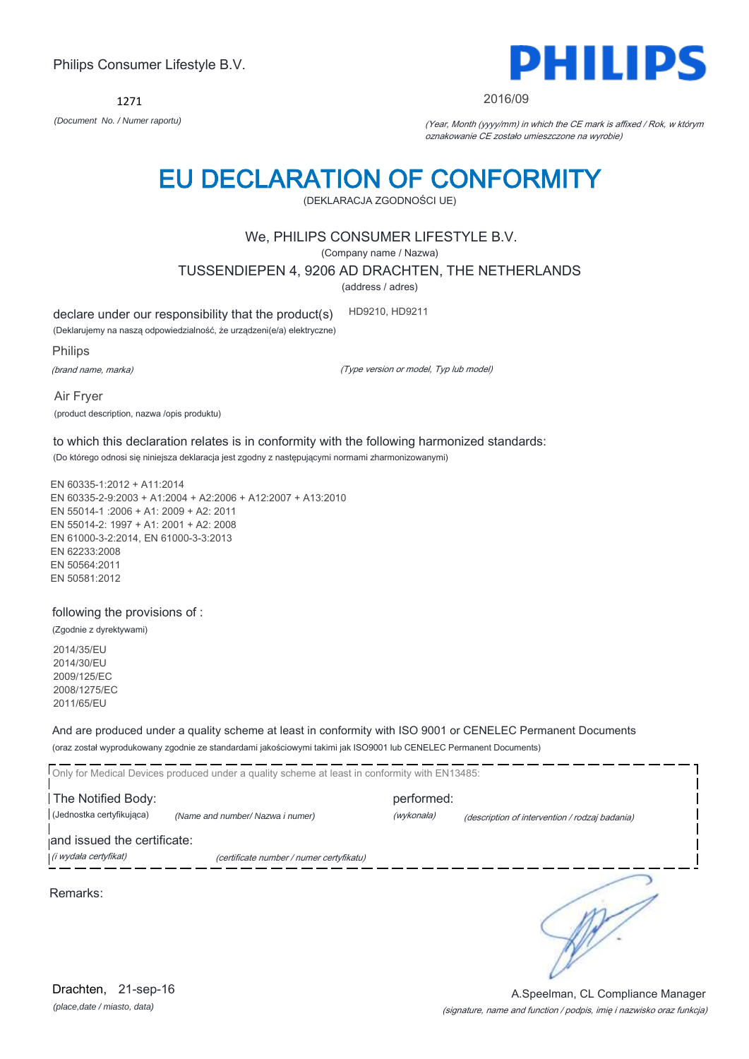Philips Consumer Lifestyle B.V.

1271

*(Document No. / Numer raportu)*

2016/09

*(Year, Month (yyyy/mm) in which the CE mark is affixed / Rok, w którym oznakowanie CE zostało umieszczone na wyrobie)*

# EU DECLARATION OF CONFORMITY

(DEKLARACJA ZGODNOŚCI UE)

We, PHILIPS CONSUMER LIFESTYLE B.V.

(Company name / Nazwa)

TUSSENDIEPEN 4, 9206 AD DRACHTEN, THE NETHERLANDS

(address / adres)

declare under our responsibility that the product(s) HD9210, HD9211

(Deklarujemy na naszą odpowiedzialność, że urządzeni(e/a) elektryczne)

Philips

*(brand name, marka)*

*(Type version or model, Typ lub model)*

Air Fryer

(product description, nazwa /opis produktu)

to which this declaration relates is in conformity with the following harmonized standards:

(Do którego odnosi się niniejsza deklaracja jest zgodny z następującymi normami zharmonizowanymi)

EN 60335-1:2012 + A11:2014
EN 60335-2-9:2003 + A1:2004 + A2:2006 + A12:2007 + A13:2010
EN 55014-1 :2006 + A1: 2009 + A2: 2011
EN 55014-2: 1997 + A1: 2001 + A2: 2008
EN 61000-3-2:2014, EN 61000-3-3:2013
EN 62233:2008
EN 50564:2011
EN 50581:2012

following the provisions of :

(Zgodnie z dyrektywami)

2014/35/EU
2014/30/EU
2009/125/EC
2008/1275/EC
2011/65/EU

And are produced under a quality scheme at least in conformity with ISO 9001 or CENELEC Permanent Documents

(oraz został wyprodukowany zgodnie ze standardami jakościowymi takimi jak ISO9001 lub CENELEC Permanent Documents)

Only for Medical Devices produced under a quality scheme at least in conformity with EN13485:

The Notified Body: performed:

(Jednostka certyfikująca) *(Name and number/ Nazwa i numer)* *(wykonała)* *(description of intervention / rodzaj badania)*

and issued the certificate:

*(i wydała certyfikat)* *(certificate number / numer certyfikatu)*

Remarks:

Drachten, 21-sep-16

*(place,date / miasto, data)*

A.Speelman, CL Compliance Manager

*(signature, name and function / podpis, imię i nazwisko oraz funkcja)*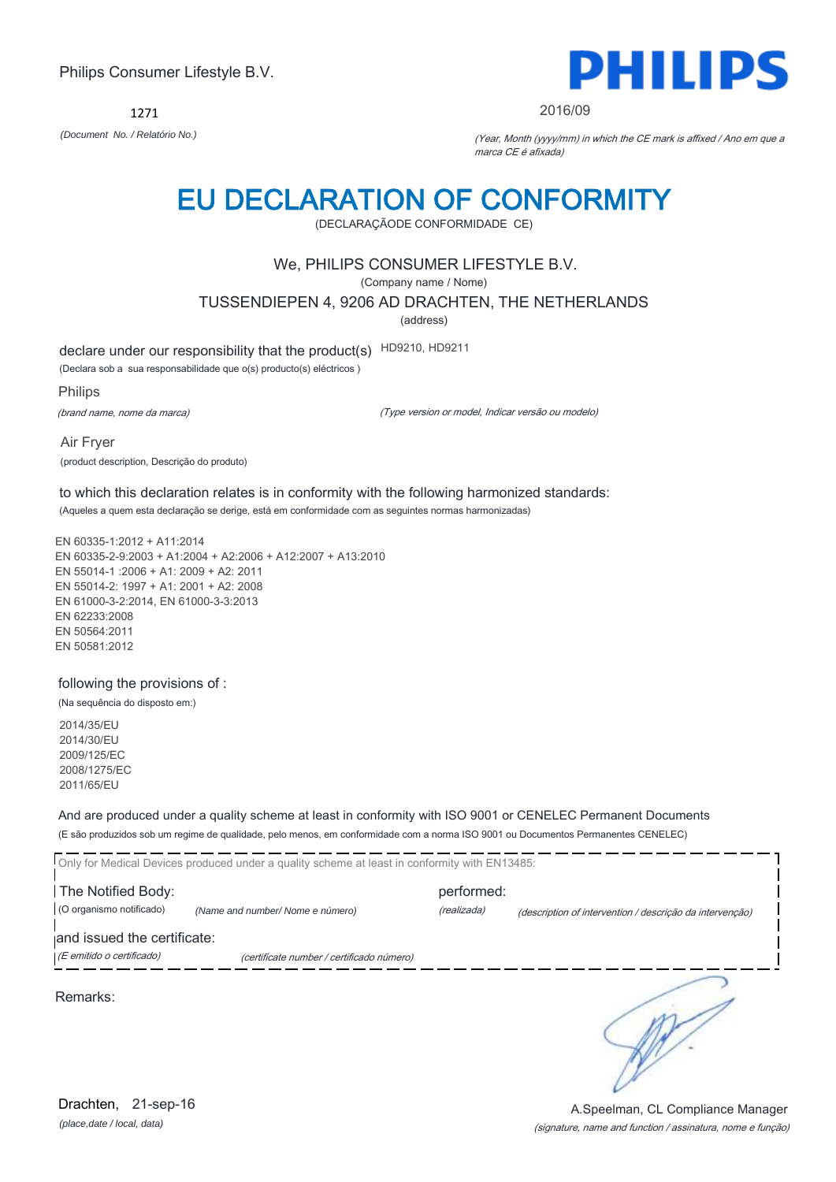Philips Consumer Lifestyle B.V.

1271

*(Document No. / Relatório No.)*

2016/09

*(Year, Month (yyyy/mm) in which the CE mark is affixed / Ano em que a marca CE é afixada)*

# EU DECLARATION OF CONFORMITY

(DECLARAÇÃODE CONFORMIDADE CE)

We, PHILIPS CONSUMER LIFESTYLE B.V.

(Company name / Nome)

TUSSENDIEPEN 4, 9206 AD DRACHTEN, THE NETHERLANDS

(address)

declare under our responsibility that the product(s) HD9210, HD9211

(Declara sob a sua responsabilidade que o(s) producto(s) eléctricos )

Philips

*(brand name, nome da marca)*

*(Type version or model, Indicar versão ou modelo)*

Air Fryer

(product description, Descrição do produto)

to which this declaration relates is in conformity with the following harmonized standards:

(Aqueles a quem esta declaração se derige, está em conformidade com as seguintes normas harmonizadas)

EN 60335-1:2012 + A11:2014
EN 60335-2-9:2003 + A1:2004 + A2:2006 + A12:2007 + A13:2010
EN 55014-1 :2006 + A1: 2009 + A2: 2011
EN 55014-2: 1997 + A1: 2001 + A2: 2008
EN 61000-3-2:2014, EN 61000-3-3:2013
EN 62233:2008
EN 50564:2011
EN 50581:2012

following the provisions of :

(Na sequência do disposto em:)

2014/35/EU
2014/30/EU
2009/125/EC
2008/1275/EC
2011/65/EU

And are produced under a quality scheme at least in conformity with ISO 9001 or CENELEC Permanent Documents

(E são produzidos sob um regime de qualidade, pelo menos, em conformidade com a norma ISO 9001 ou Documentos Permanentes CENELEC)

Only for Medical Devices produced under a quality scheme at least in conformity with EN13485:

The Notified Body: performed:

(O organismo notificado) *(Name and number/ Nome e número)* *(realizada)* *(description of intervention / descrição da intervenção)*

and issued the certificate:

*(E emitido o certificado)* *(certificate number / certificado número)*

Remarks:

Drachten, 21-sep-16

*(place,date / local, data)*

A.Speelman, CL Compliance Manager

*(signature, name and function / assinatura, nome e função)*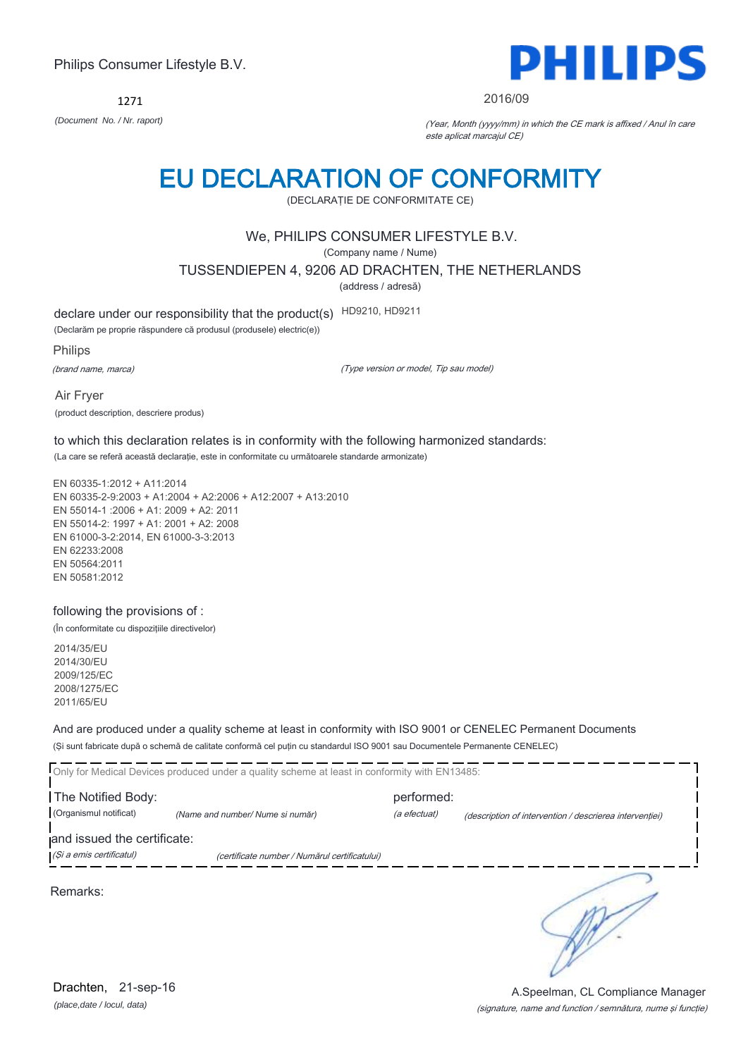Philips Consumer Lifestyle B.V.

**PHILIPS**

1271

*(Document No. / Nr. raport)*

2016/09

*(Year, Month (yyyy/mm) in which the CE mark is affixed / Anul în care este aplicat marcajul CE)*

# EU DECLARATION OF CONFORMITY

(DECLARAȚIE DE CONFORMITATE CE)

We, PHILIPS CONSUMER LIFESTYLE B.V.

(Company name / Nume)

TUSSENDIEPEN 4, 9206 AD DRACHTEN, THE NETHERLANDS

(address / adresă)

declare under our responsibility that the product(s) HD9210, HD9211

(Declarăm pe proprie răspundere că produsul (produsele) electric(e))

Philips

*(brand name, marca)* *(Type version or model, Tip sau model)*

Air Fryer

(product description, descriere produs)

to which this declaration relates is in conformity with the following harmonized standards:

(La care se referă această declarație, este in conformitate cu următoarele standarde armonizate)

EN 60335-1:2012 + A11:2014
EN 60335-2-9:2003 + A1:2004 + A2:2006 + A12:2007 + A13:2010
EN 55014-1 :2006 + A1: 2009 + A2: 2011
EN 55014-2: 1997 + A1: 2001 + A2: 2008
EN 61000-3-2:2014, EN 61000-3-3:2013
EN 62233:2008
EN 50564:2011
EN 50581:2012

following the provisions of :

(În conformitate cu dispozițiile directivelor)

2014/35/EU
2014/30/EU
2009/125/EC
2008/1275/EC
2011/65/EU

And are produced under a quality scheme at least in conformity with ISO 9001 or CENELEC Permanent Documents

(Și sunt fabricate după o schemă de calitate conformă cel puțin cu standardul ISO 9001 sau Documentele Permanente CENELEC)

Only for Medical Devices produced under a quality scheme at least in conformity with EN13485:

The Notified Body: performed:

(Organismul notificat) *(Name and number/ Nume si număr)* *(a efectuat)* *(description of intervention / descrierea intervenției)*

and issued the certificate:

*(Și a emis certificatul)* *(certificate number / Numărul certificatului)*

Remarks:

Drachten, 21-sep-16

*(place,date / locul, data)*

A.Speelman, CL Compliance Manager

*(signature, name and function / semnătura, nume și funcție)*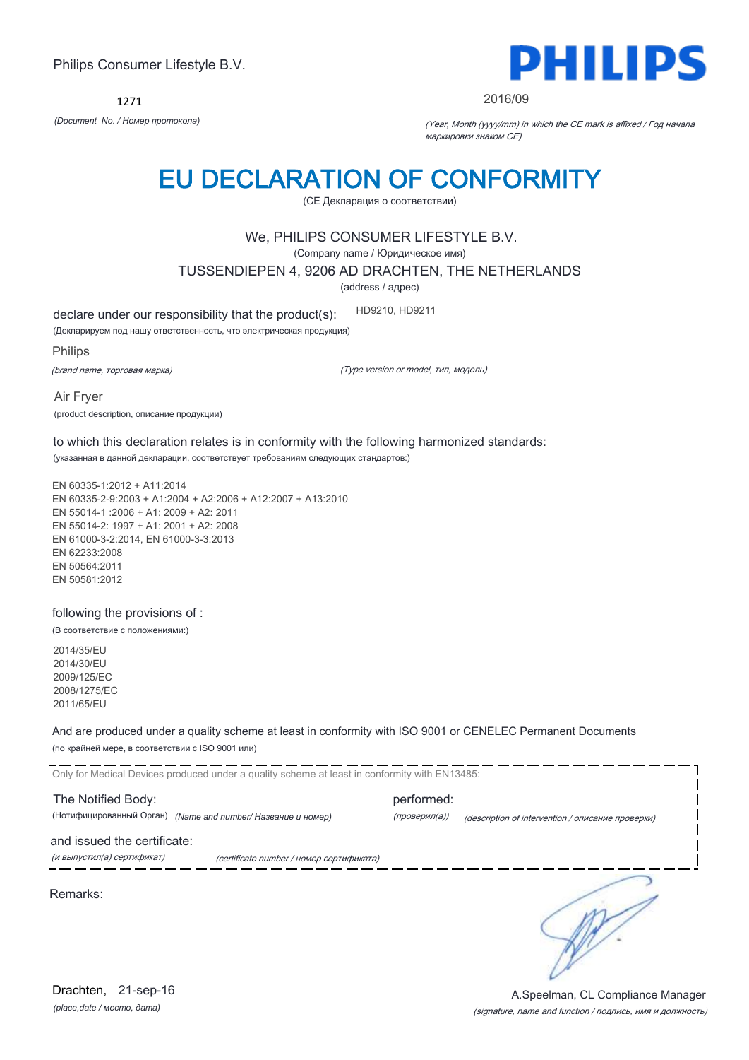Philips Consumer Lifestyle B.V.

PHILIPS

1271

*(Document No. / Номер протокола)*

2016/09

*(Year, Month (yyyy/mm) in which the CE mark is affixed / Год начала маркировки знаком CE)*

# EU DECLARATION OF CONFORMITY

(CE Декларация о соответствии)

We, PHILIPS CONSUMER LIFESTYLE B.V.

(Company name / Юридическое имя)

TUSSENDIEPEN 4, 9206 AD DRACHTEN, THE NETHERLANDS

(address / адрес)

declare under our responsibility that the product(s): HD9210, HD9211

(Декларируем под нашу ответственность, что электрическая продукция)

Philips

*(brand name, торговая марка)*

*(Type version or model, тип, модель)*

Air Fryer

(product description, описание продукции)

to which this declaration relates is in conformity with the following harmonized standards:

(указанная в данной декларации, соответствует требованиям следующих стандартов:)

EN 60335-1:2012 + A11:2014
EN 60335-2-9:2003 + A1:2004 + A2:2006 + A12:2007 + A13:2010
EN 55014-1 :2006 + A1: 2009 + A2: 2011
EN 55014-2: 1997 + A1: 2001 + A2: 2008
EN 61000-3-2:2014, EN 61000-3-3:2013
EN 62233:2008
EN 50564:2011
EN 50581:2012

following the provisions of :

(В соответствие с положениями:)

2014/35/EU
2014/30/EU
2009/125/EC
2008/1275/EC
2011/65/EU

And are produced under a quality scheme at least in conformity with ISO 9001 or CENELEC Permanent Documents

(по крайней мере, в соответствии с ISO 9001 или)

Only for Medical Devices produced under a quality scheme at least in conformity with EN13485:

The Notified Body: performed:

(Нотифицированный Орган) *(Name and number/ Название и номер)* *(проверил(а))* *(description of intervention / описание проверки)*

and issued the certificate:

*(и выпустил(а) сертификат)* *(certificate number / номер сертификата)*

Remarks:

Drachten, 21-sep-16

*(place,date / место, дата)*

A.Speelman, CL Compliance Manager

*(signature, name and function / подпись, имя и должность)*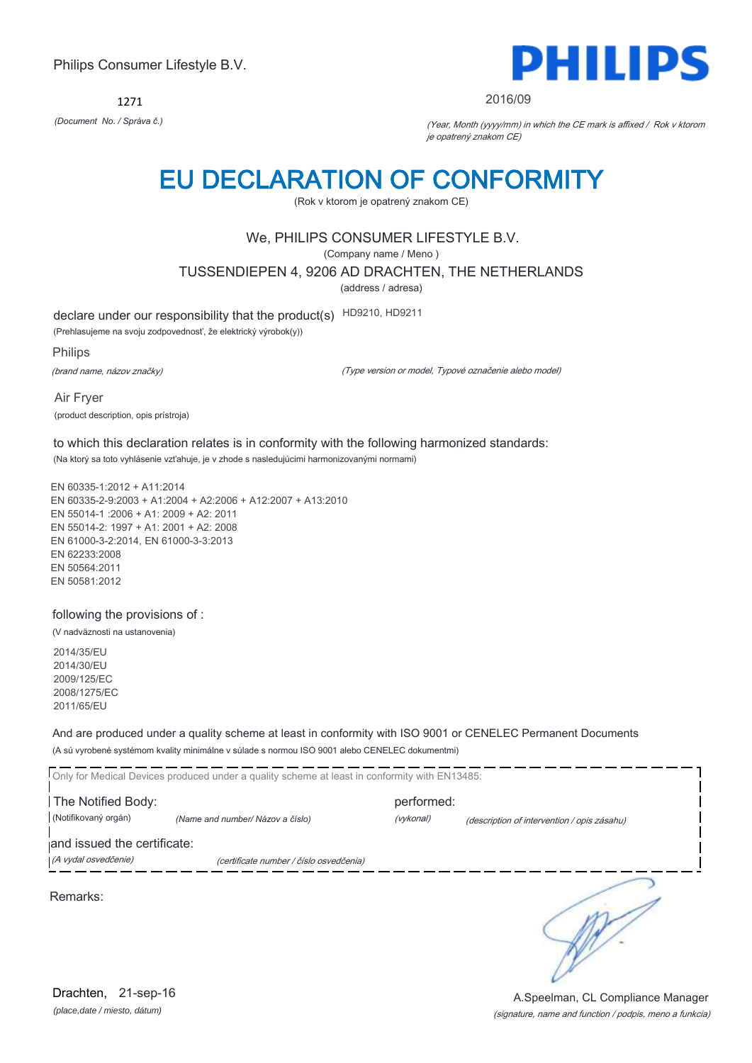Philips Consumer Lifestyle B.V.

1271

*(Document No. / Správa č.)*

PHILIPS

2016/09

*(Year, Month (yyyy/mm) in which the CE mark is affixed / Rok v ktorom je opatrený znakom CE)*

# EU DECLARATION OF CONFORMITY

(Rok v ktorom je opatrený znakom CE)

We, PHILIPS CONSUMER LIFESTYLE B.V.

(Company name / Meno )

TUSSENDIEPEN 4, 9206 AD DRACHTEN, THE NETHERLANDS

(address / adresa)

declare under our responsibility that the product(s) HD9210, HD9211

(Prehlasujeme na svoju zodpovednosť, že elektrický výrobok(y))

Philips

*(brand name, názov značky)*

*(Type version or model, Typové označenie alebo model)*

Air Fryer

(product description, opis prístroja)

to which this declaration relates is in conformity with the following harmonized standards:

(Na ktorý sa toto vyhlásenie vzťahuje, je v zhode s nasledujúcimi harmonizovanými normami)

EN 60335-1:2012 + A11:2014
EN 60335-2-9:2003 + A1:2004 + A2:2006 + A12:2007 + A13:2010
EN 55014-1 :2006 + A1: 2009 + A2: 2011
EN 55014-2: 1997 + A1: 2001 + A2: 2008
EN 61000-3-2:2014, EN 61000-3-3:2013
EN 62233:2008
EN 50564:2011
EN 50581:2012

following the provisions of :

(V nadväznosti na ustanovenia)

2014/35/EU
2014/30/EU
2009/125/EC
2008/1275/EC
2011/65/EU

And are produced under a quality scheme at least in conformity with ISO 9001 or CENELEC Permanent Documents

(A sú vyrobené systémom kvality minimálne v súlade s normou ISO 9001 alebo CENELEC dokumentmi)

Only for Medical Devices produced under a quality scheme at least in conformity with EN13485:

The Notified Body: performed:

(Notifikovaný orgán) *(Name and number/ Názov a číslo)* *(vykonal)* *(description of intervention / opis zásahu)*

and issued the certificate:

*(A vydal osvedčenie)* *(certificate number / číslo osvedčenia)*

Remarks:

Drachten, 21-sep-16

*(place,date / miesto, dátum)*

A.Speelman, CL Compliance Manager

*(signature, name and function / podpis, meno a funkcia)*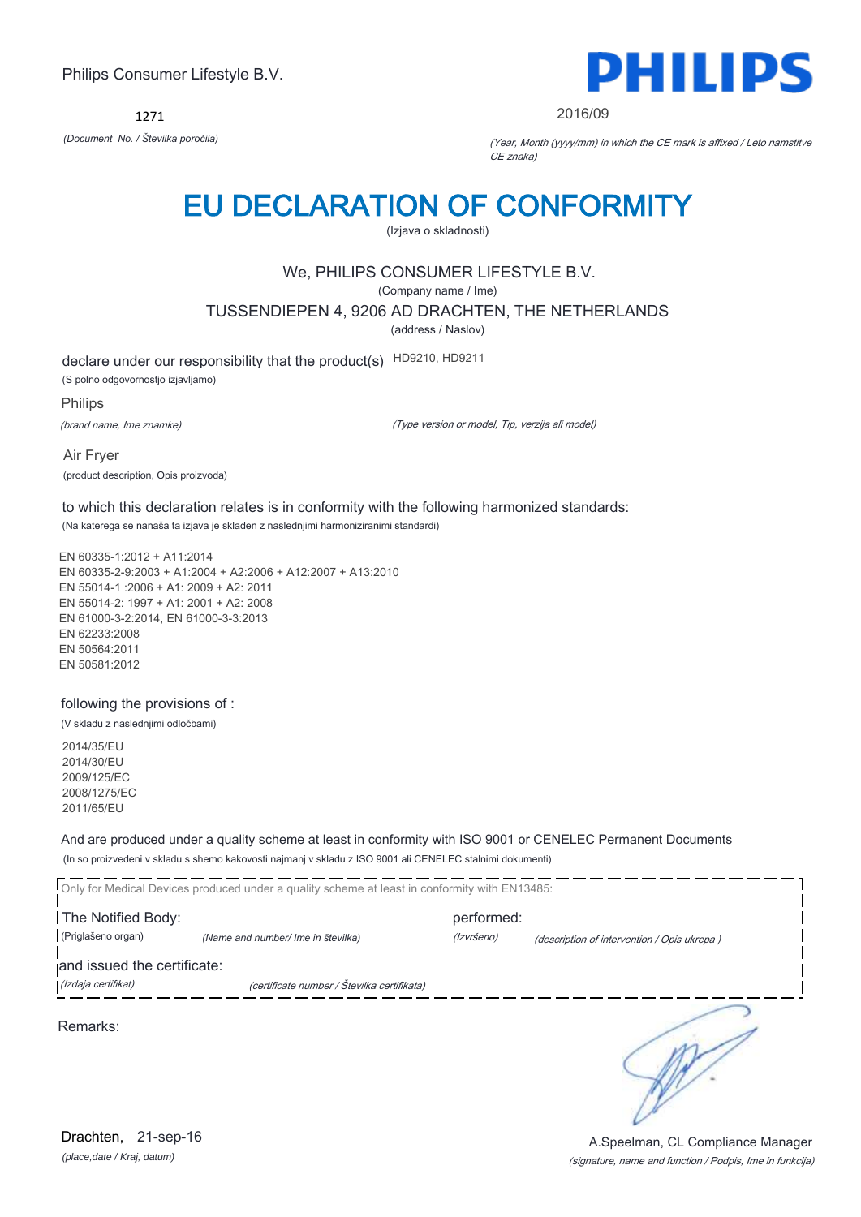Philips Consumer Lifestyle B.V.

1271

*(Document No. / Številka poročila)*

**PHILIPS**

2016/09

*(Year, Month (yyyy/mm) in which the CE mark is affixed / Leto namstitve CE znaka)*

# EU DECLARATION OF CONFORMITY

(Izjava o skladnosti)

We, PHILIPS CONSUMER LIFESTYLE B.V.

(Company name / Ime)

TUSSENDIEPEN 4, 9206 AD DRACHTEN, THE NETHERLANDS

(address / Naslov)

declare under our responsibility that the product(s) HD9210, HD9211

(S polno odgovornostjo izjavljamo)

Philips

*(brand name, Ime znamke)*

*(Type version or model, Tip, verzija ali model)*

Air Fryer

(product description, Opis proizvoda)

to which this declaration relates is in conformity with the following harmonized standards:

(Na katerega se nanaša ta izjava je skladen z naslednjimi harmoniziranimi standardi)

EN 60335-1:2012 + A11:2014
EN 60335-2-9:2003 + A1:2004 + A2:2006 + A12:2007 + A13:2010
EN 55014-1 :2006 + A1: 2009 + A2: 2011
EN 55014-2: 1997 + A1: 2001 + A2: 2008
EN 61000-3-2:2014, EN 61000-3-3:2013
EN 62233:2008
EN 50564:2011
EN 50581:2012

following the provisions of :

(V skladu z naslednjimi odločbami)

2014/35/EU
2014/30/EU
2009/125/EC
2008/1275/EC
2011/65/EU

And are produced under a quality scheme at least in conformity with ISO 9001 or CENELEC Permanent Documents

(In so proizvedeni v skladu s shemo kakovosti najmanj v skladu z ISO 9001 ali CENELEC stalnimi dokumenti)

Only for Medical Devices produced under a quality scheme at least in conformity with EN13485:

The Notified Body: (Priglašeno organ) *(Name and number/ Ime in številka)*

performed: *(Izvršeno)* *(description of intervention / Opis ukrepa )*

and issued the certificate: *(Izdaja certifikat)* *(certificate number / Številka certifikata)*

Remarks:

Drachten, 21-sep-16

*(place,date / Kraj, datum)*

A.Speelman, CL Compliance Manager

*(signature, name and function / Podpis, Ime in funkcija)*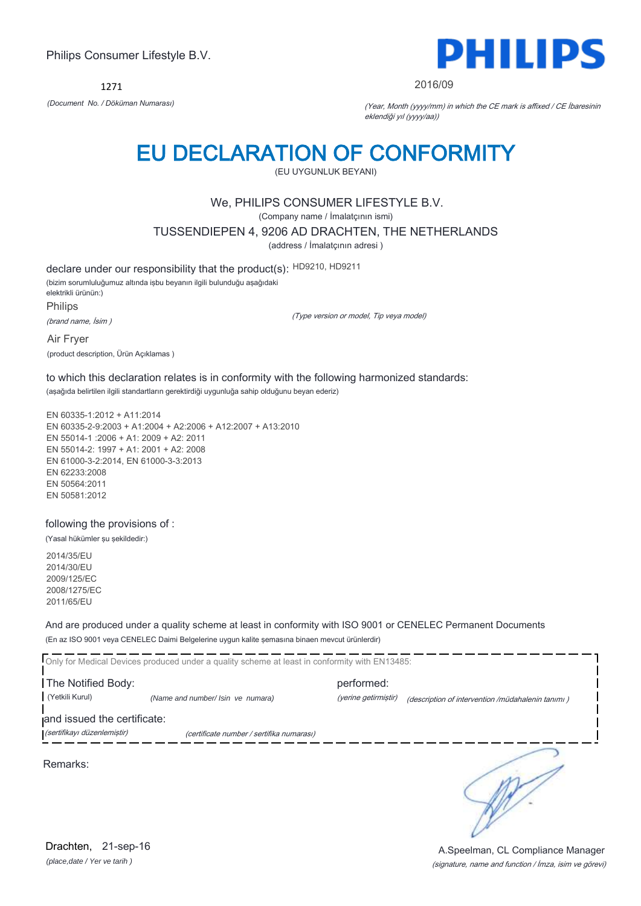Philips Consumer Lifestyle B.V.

1271

*(Document No. / Döküman Numarası)*

**PHILIPS**

2016/09

*(Year, Month (yyyy/mm) in which the CE mark is affixed / CE İbaresinin eklendiği yıl (yyyy/aa))*

# EU DECLARATION OF CONFORMITY

(EU UYGUNLUK BEYANI)

We, PHILIPS CONSUMER LIFESTYLE B.V.

(Company name / İmalatçının ismi)

TUSSENDIEPEN 4, 9206 AD DRACHTEN, THE NETHERLANDS

(address / İmalatçının adresi )

declare under our responsibility that the product(s): HD9210, HD9211

(bizim sorumluluğumuz altında işbu beyanın ilgili bulunduğu aşağıdaki elektrikli ürünün:)

Philips

*(brand name, İsim )*

*(Type version or model, Tip veya model)*

Air Fryer

(product description, Ürün Açıklamas )

to which this declaration relates is in conformity with the following harmonized standards:

(aşağıda belirtilen ilgili standartların gerektirdiği uygunluğa sahip olduğunu beyan ederiz)

EN 60335-1:2012 + A11:2014
EN 60335-2-9:2003 + A1:2004 + A2:2006 + A12:2007 + A13:2010
EN 55014-1 :2006 + A1: 2009 + A2: 2011
EN 55014-2: 1997 + A1: 2001 + A2: 2008
EN 61000-3-2:2014, EN 61000-3-3:2013
EN 62233:2008
EN 50564:2011
EN 50581:2012

following the provisions of :

(Yasal hükümler şu şekildedir:)

2014/35/EU
2014/30/EU
2009/125/EC
2008/1275/EC
2011/65/EU

And are produced under a quality scheme at least in conformity with ISO 9001 or CENELEC Permanent Documents

(En az ISO 9001 veya CENELEC Daimi Belgelerine uygun kalite şemasına binaen mevcut ürünlerdir)

Only for Medical Devices produced under a quality scheme at least in conformity with EN13485:

The Notified Body: performed:

(Yetkili Kurul) *(Name and number/ Isin ve numara)* *(yerine getirmiştir)* *(description of intervention /müdahalenin tanımı )*

and issued the certificate:

*(sertifikayı düzenlemiştir)* *(certificate number / sertifika numarası)*

Remarks:

Drachten, 21-sep-16

*(place,date / Yer ve tarih )*

A.Speelman, CL Compliance Manager

*(signature, name and function / İmza, isim ve görevi)*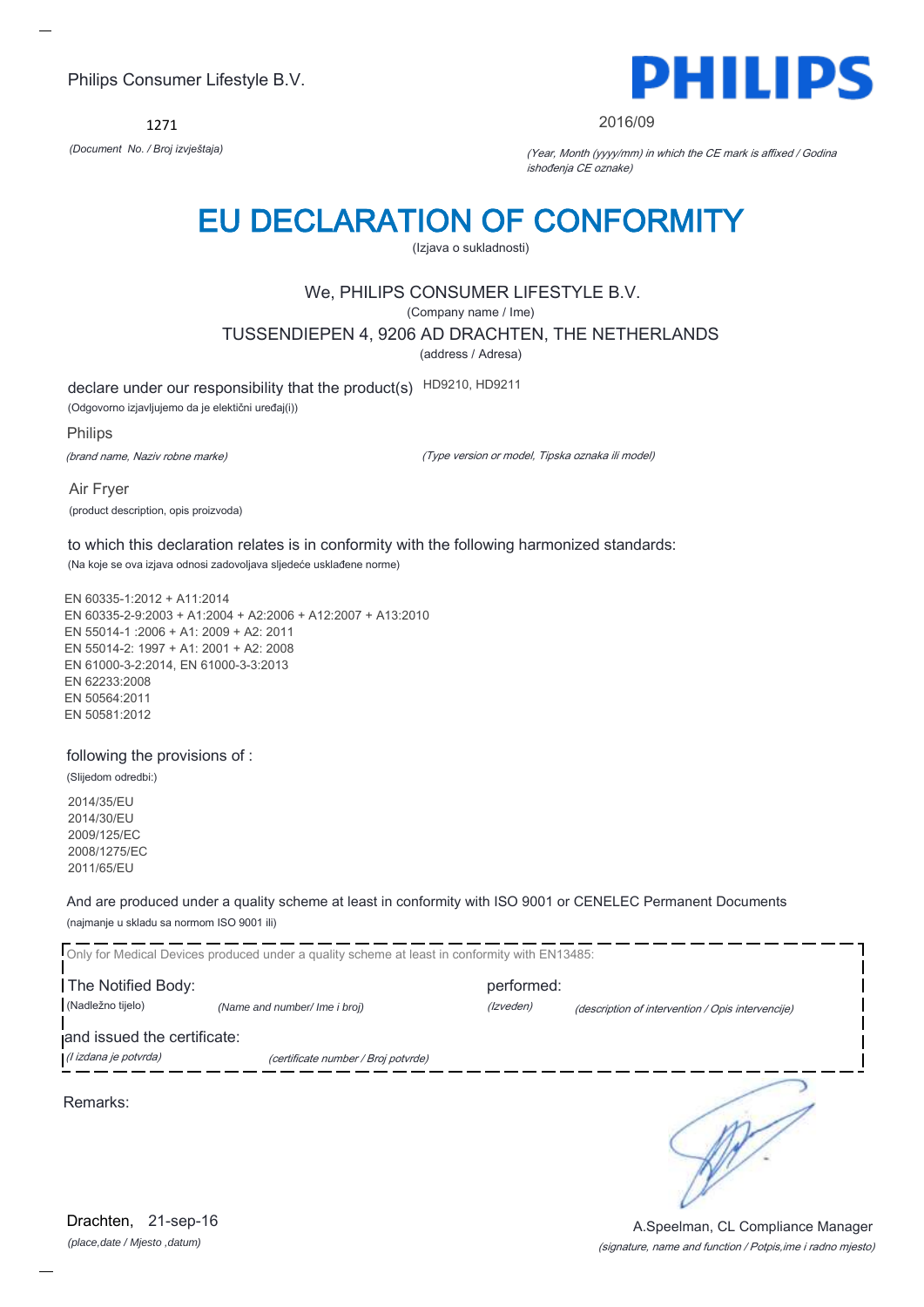Philips Consumer Lifestyle B.V.

1271

*(Document No. / Broj izvještaja)*

2016/09

*(Year, Month (yyyy/mm) in which the CE mark is affixed / Godina ishođenja CE oznake)*

# EU DECLARATION OF CONFORMITY

(Izjava o sukladnosti)

We, PHILIPS CONSUMER LIFESTYLE B.V.

(Company name / Ime)

TUSSENDIEPEN 4, 9206 AD DRACHTEN, THE NETHERLANDS

(address / Adresa)

declare under our responsibility that the product(s) HD9210, HD9211

(Odgovorno izjavljujemo da je eletkični uređaj(i))

Philips

*(brand name, Naziv robne marke)* *(Type version or model, Tipska oznaka ili model)*

Air Fryer

(product description, opis proizvoda)

to which this declaration relates is in conformity with the following harmonized standards:

(Na koje se ova izjava odnosi zadovoljava sljedeće usklađene norme)

EN 60335-1:2012 + A11:2014
EN 60335-2-9:2003 + A1:2004 + A2:2006 + A12:2007 + A13:2010
EN 55014-1 :2006 + A1: 2009 + A2: 2011
EN 55014-2: 1997 + A1: 2001 + A2: 2008
EN 61000-3-2:2014, EN 61000-3-3:2013
EN 62233:2008
EN 50564:2011
EN 50581:2012

following the provisions of :

(Slijedom odredbi:)

2014/35/EU
2014/30/EU
2009/125/EC
2008/1275/EC
2011/65/EU

And are produced under a quality scheme at least in conformity with ISO 9001 or CENELEC Permanent Documents

(najmanje u skladu sa normom ISO 9001 ili)

Only for Medical Devices produced under a quality scheme at least in conformity with EN13485:

The Notified Body: performed:

(Nadležno tijelo) *(Name and number/ Ime i broj)* *(Izveden)* *(description of intervention / Opis intervencije)*

and issued the certificate:

*(I izdana je potvrda)* *(certificate number / Broj potvrde)*

Remarks:

Drachten, 21-sep-16

*(place,date / Mjesto ,datum)*

A.Speelman, CL Compliance Manager

*(signature, name and function / Potpis,ime i radno mjesto)*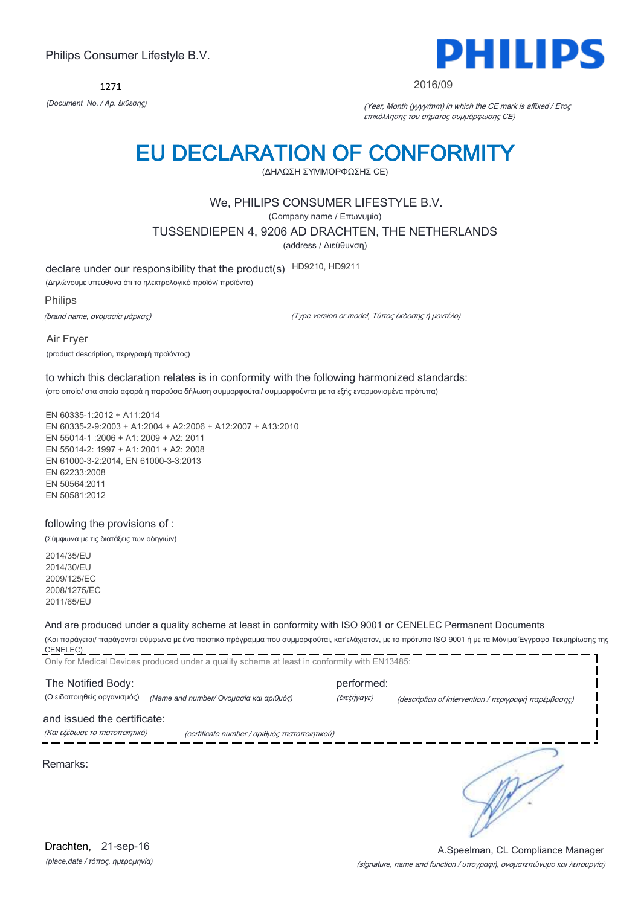Philips Consumer Lifestyle B.V.

1271

*(Document No. / Αρ. έκθεσης)*

PHILIPS

2016/09

*(Year, Month (yyyy/mm) in which the CE mark is affixed / Έτος επικόλλησης του σήματος συμμόρφωσης CE)*

# EU DECLARATION OF CONFORMITY

(ΔΗΛΩΣΗ ΣΥΜΜΟΡΦΩΣΗΣ CE)

We, PHILIPS CONSUMER LIFESTYLE B.V.

(Company name / Επωνυμία)

TUSSENDIEPEN 4, 9206 AD DRACHTEN, THE NETHERLANDS

(address / Διεύθυνση)

declare under our responsibility that the product(s) HD9210, HD9211

(Δηλώνουμε υπεύθυνα ότι το ηλεκτρολογικό προϊόν/ προϊόντα)

Philips

*(brand name, ονομασία μάρκας)*

*(Type version or model, Τύπος έκδοσης ή μοντέλο)*

Air Fryer

(product description, περιγραφή προϊόντος)

to which this declaration relates is in conformity with the following harmonized standards:

(στο οποίο/ στα οποία αφορά η παρούσα δήλωση συμμορφούται/ συμμορφούνται με τα εξής εναρμονισμένα πρότυπα)

EN 60335-1:2012 + A11:2014
EN 60335-2-9:2003 + A1:2004 + A2:2006 + A12:2007 + A13:2010
EN 55014-1 :2006 + A1: 2009 + A2: 2011
EN 55014-2: 1997 + A1: 2001 + A2: 2008
EN 61000-3-2:2014, EN 61000-3-3:2013
EN 62233:2008
EN 50564:2011
EN 50581:2012

following the provisions of :

(Σύμφωνα με τις διατάξεις των οδηγιών)

2014/35/EU
2014/30/EU
2009/125/EC
2008/1275/EC
2011/65/EU

And are produced under a quality scheme at least in conformity with ISO 9001 or CENELEC Permanent Documents

(Και παράγεται/ παράγονται σύμφωνα με ένα ποιοτικό πρόγραμμα που συμμορφούται, κατ'ελάχιστον, με το πρότυπο ISO 9001 ή με τα Μόνιμα Έγγραφα Τεκμηρίωσης της CENELEC)

Only for Medical Devices produced under a quality scheme at least in conformity with EN13485:

The Notified Body: performed:

(Ο ειδοποιηθείς οργανισμός) *(Name and number/ Ονομασία και αριθμός)* *(διεξήγαγε)* *(description of intervention / περιγραφή παρέμβασης)*

and issued the certificate:

*(Και εξέδωσε το πιστοποιητικό)* *(certificate number / αριθμός πιστοποιητικού)*

Remarks:

Drachten, 21-sep-16

*(place,date / τόπος, ημερομηνία)*

A.Speelman, CL Compliance Manager

*(signature, name and function / υπογραφή, ονοματεπώνυμο και λειτουργία)*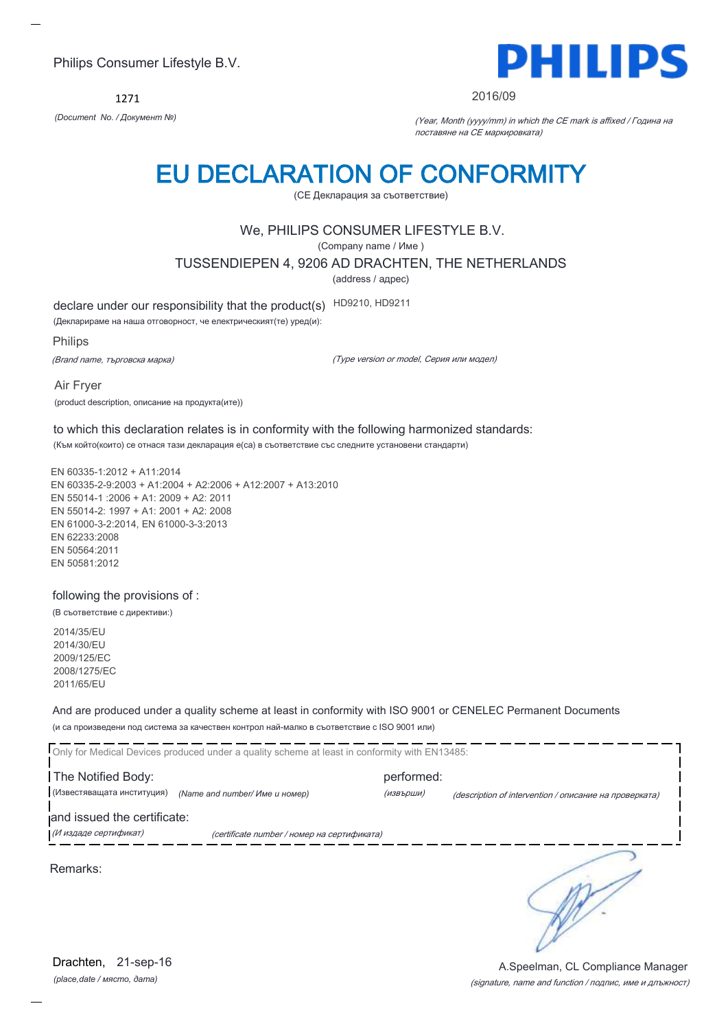Philips Consumer Lifestyle B.V.

**PHILIPS**

1271

*(Document No. / Документ №)*

2016/09

*(Year, Month (yyyy/mm) in which the CE mark is affixed / Година на поставяне на CE маркировката)*

# EU DECLARATION OF CONFORMITY

(CE Декларация за съответствие)

We, PHILIPS CONSUMER LIFESTYLE B.V.

(Company name / Име )

TUSSENDIEPEN 4, 9206 AD DRACHTEN, THE NETHERLANDS

(address / адрес)

declare under our responsibility that the product(s) HD9210, HD9211

(Декларираме на наша отговорност, че електрическият(те) уред(и):

Philips

*(Brand name, търговска марка)*

*(Type version or model, Серия или модел)*

Air Fryer

(product description, описание на продукта(ите))

to which this declaration relates is in conformity with the following harmonized standards:

(Към който(които) се отнася тази декларация е(са) в съответствие със следните установени стандарти)

EN 60335-1:2012 + A11:2014
EN 60335-2-9:2003 + A1:2004 + A2:2006 + A12:2007 + A13:2010
EN 55014-1 :2006 + A1: 2009 + A2: 2011
EN 55014-2: 1997 + A1: 2001 + A2: 2008
EN 61000-3-2:2014, EN 61000-3-3:2013
EN 62233:2008
EN 50564:2011
EN 50581:2012

following the provisions of :

(В съответствие с директиви:)

2014/35/EU
2014/30/EU
2009/125/EC
2008/1275/EC
2011/65/EU

And are produced under a quality scheme at least in conformity with ISO 9001 or CENELEC Permanent Documents

(и са произведени под система за качествен контрол най-малко в съответствие с ISO 9001 или)

Only for Medical Devices produced under a quality scheme at least in conformity with EN13485:

The Notified Body: performed:

(Известяващата институция) *(Name and number/ Име и номер)* *(извърши)* *(description of intervention / описание на проверката)*

and issued the certificate:

*(И издаде сертификат)* *(certificate number / номер на сертификата)*

Remarks:

Drachten, 21-sep-16

*(place,date / място, дата)*

A.Speelman, CL Compliance Manager

*(signature, name and function / подпис, име и длъжност)*